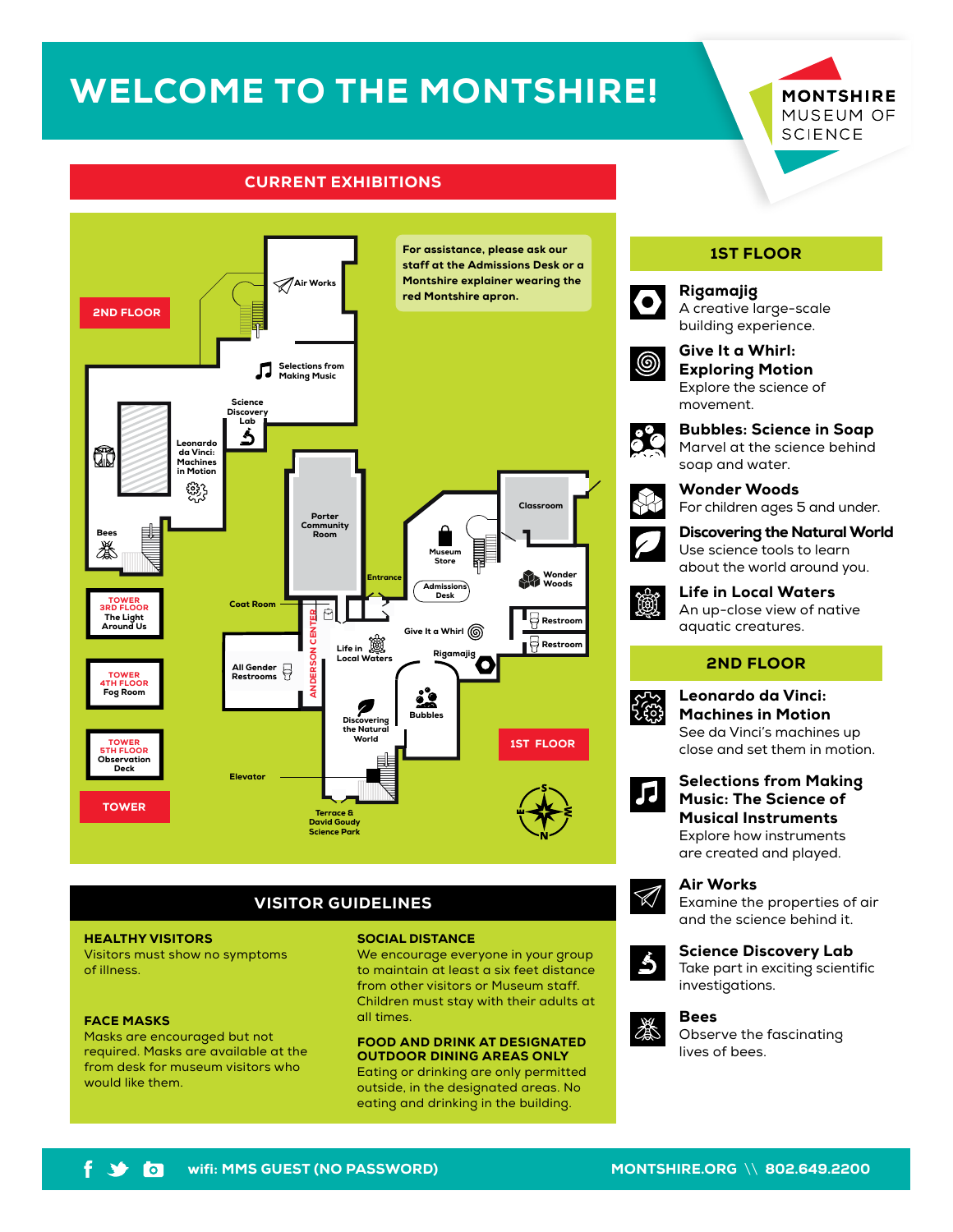# WELCOME TO THE MONTSHIRE!

MONTSHIRE MUSEUM OF SCIENCE

## CURRENT EXHIBITIONS

For assistance, please ask our staff at the Admissions Desk or a Montshire explainer wearing the red Montshire apron.

2ND FLOOR: Air Works, Selections from Making Music, Science Discovery Lab, Leonardo da Vinci: Machines in Motion, Bees

1ST FLOOR: Porter Community Room, Classroom, Museum Store, Wonder Woods, Entrance, Admissions Desk, Restroom, Restroom, Give It a Whirl, Rigamajig, Coat Room, Anderson Center, Life in Local Waters, All Gender Restrooms, Discovering the Natural World, Bubbles, Elevator, Terrace & David Goudy Science Park

TOWER:
- TOWER 3RD FLOOR: The Light Around Us
- TOWER 4TH FLOOR: Fog Room
- TOWER 5TH FLOOR: Observation Deck

### 1ST FLOOR

**Rigamajig**
A creative large-scale building experience.

**Give It a Whirl: Exploring Motion**
Explore the science of movement.

**Bubbles: Science in Soap**
Marvel at the science behind soap and water.

**Wonder Woods**
For children ages 5 and under.

**Discovering the Natural World**
Use science tools to learn about the world around you.

**Life in Local Waters**
An up-close view of native aquatic creatures.

### 2ND FLOOR

**Leonardo da Vinci: Machines in Motion**
See da Vinci's machines up close and set them in motion.

**Selections from Making Music: The Science of Musical Instruments**
Explore how instruments are created and played.

**Air Works**
Examine the properties of air and the science behind it.

**Science Discovery Lab**
Take part in exciting scientific investigations.

**Bees**
Observe the fascinating lives of bees.

## VISITOR GUIDELINES

**HEALTHY VISITORS**
Visitors must show no symptoms of illness.

**FACE MASKS**
Masks are encouraged but not required. Masks are available at the from desk for museum visitors who would like them.

**SOCIAL DISTANCE**
We encourage everyone in your group to maintain at least a six feet distance from other visitors or Museum staff. Children must stay with their adults at all times.

**FOOD AND DRINK AT DESIGNATED OUTDOOR DINING AREAS ONLY**
Eating or drinking are only permitted outside, in the designated areas. No eating and drinking in the building.

wifi: MMS GUEST (NO PASSWORD)

MONTSHIRE.ORG \\ 802.649.2200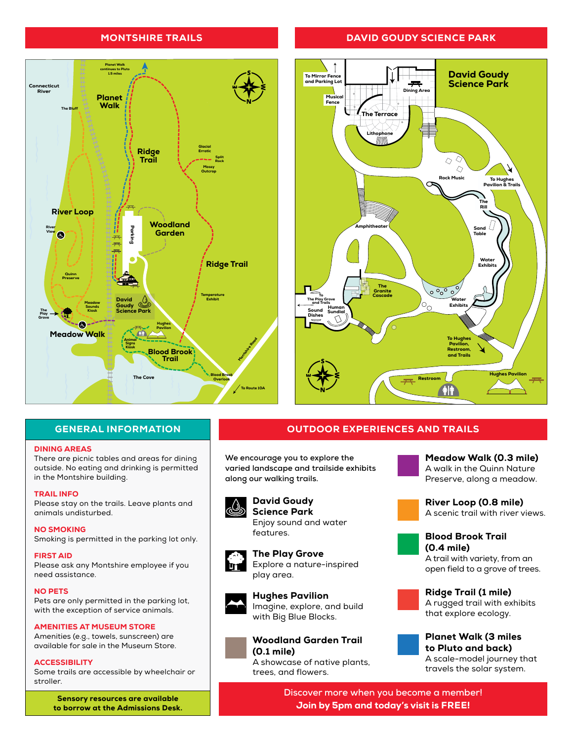## MONTSHIRE TRAILS

Planet Walk continues to Pluto 1.5 miles

Connecticut River

The Bluff

Planet Walk

Ridge Trail

Glacial Erratic

Split Rock

Mossy Outcrop

River Loop

River View

Woodland Garden

Parking

Ridge Trail

Quinn Preserve

Temperature Exhibit

Meadow Sounds Kiosk

The Play Grove

David Goudy Science Park

Hughes Pavilion

Meadow Walk

Animal Signs Kiosk

Blood Brook Trail

Montshire Road

The Cove

Blood Brook Overlook

To Route 10A

## DAVID GOUDY SCIENCE PARK

To Mirror Fence and Parking Lot

Dining Area

David Goudy Science Park

Musical Fence

The Terrace

Lithophone

Rock Music

To Hughes Pavilion & Trails

The Rill

Amphitheater

Sand Table

Water Exhibits

The Granite Cascade

To The Play Grove and Trails

Sound Dishes

Human Sundial

Water Exhibits

To Hughes Pavilion, Restroom, and Trails

Restroom

Hughes Pavilion

## GENERAL INFORMATION

**DINING AREAS**
There are picnic tables and areas for dining outside. No eating and drinking is permitted in the Montshire building.

**TRAIL INFO**
Please stay on the trails. Leave plants and animals undisturbed.

**NO SMOKING**
Smoking is permitted in the parking lot only.

**FIRST AID**
Please ask any Montshire employee if you need assistance.

**NO PETS**
Pets are only permitted in the parking lot, with the exception of service animals.

**AMENITIES AT MUSEUM STORE**
Amenities (e.g., towels, sunscreen) are available for sale in the Museum Store.

**ACCESSIBILITY**
Some trails are accessible by wheelchair or stroller.

**Sensory resources are available to borrow at the Admissions Desk.**

## OUTDOOR EXPERIENCES AND TRAILS

We encourage you to explore the varied landscape and trailside exhibits along our walking trails.

**David Goudy Science Park**
Enjoy sound and water features.

**The Play Grove**
Explore a nature-inspired play area.

**Hughes Pavilion**
Imagine, explore, and build with Big Blue Blocks.

**Woodland Garden Trail (0.1 mile)**
A showcase of native plants, trees, and flowers.

**Meadow Walk (0.3 mile)**
A walk in the Quinn Nature Preserve, along a meadow.

**River Loop (0.8 mile)**
A scenic trail with river views.

**Blood Brook Trail (0.4 mile)**
A trail with variety, from an open field to a grove of trees.

**Ridge Trail (1 mile)**
A rugged trail with exhibits that explore ecology.

**Planet Walk (3 miles to Pluto and back)**
A scale-model journey that travels the solar system.

Discover more when you become a member!
**Join by 5pm and today's visit is FREE!**